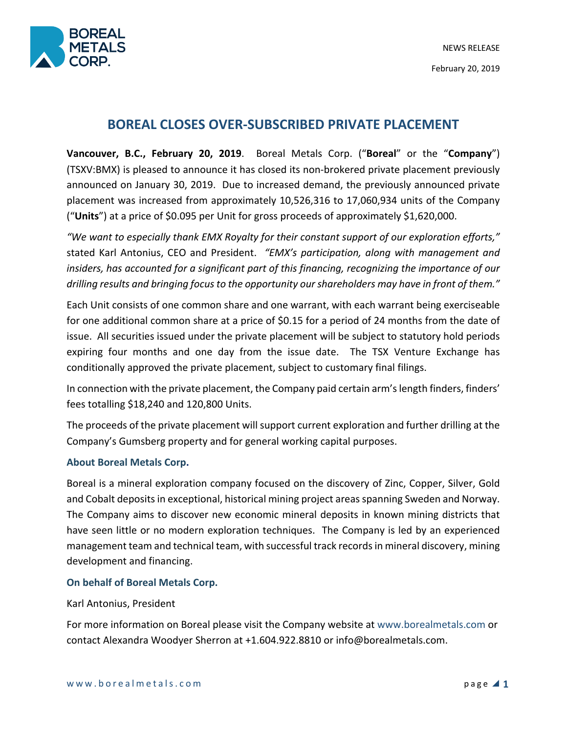BOREAL METALS CORP.

NEWS RELEASE

February 20, 2019

# BOREAL CLOSES OVER-SUBSCRIBED PRIVATE PLACEMENT

**Vancouver, B.C., February 20, 2019**. Boreal Metals Corp. ("**Boreal**" or the "**Company**") (TSXV:BMX) is pleased to announce it has closed its non-brokered private placement previously announced on January 30, 2019. Due to increased demand, the previously announced private placement was increased from approximately 10,526,316 to 17,060,934 units of the Company ("**Units**") at a price of $0.095 per Unit for gross proceeds of approximately $1,620,000.

*"We want to especially thank EMX Royalty for their constant support of our exploration efforts,"* stated Karl Antonius, CEO and President. *"EMX's participation, along with management and insiders, has accounted for a significant part of this financing, recognizing the importance of our drilling results and bringing focus to the opportunity our shareholders may have in front of them."*

Each Unit consists of one common share and one warrant, with each warrant being exerciseable for one additional common share at a price of $0.15 for a period of 24 months from the date of issue. All securities issued under the private placement will be subject to statutory hold periods expiring four months and one day from the issue date. The TSX Venture Exchange has conditionally approved the private placement, subject to customary final filings.

In connection with the private placement, the Company paid certain arm's length finders, finders' fees totalling $18,240 and 120,800 Units.

The proceeds of the private placement will support current exploration and further drilling at the Company's Gumsberg property and for general working capital purposes.

### About Boreal Metals Corp.

Boreal is a mineral exploration company focused on the discovery of Zinc, Copper, Silver, Gold and Cobalt deposits in exceptional, historical mining project areas spanning Sweden and Norway. The Company aims to discover new economic mineral deposits in known mining districts that have seen little or no modern exploration techniques. The Company is led by an experienced management team and technical team, with successful track records in mineral discovery, mining development and financing.

### On behalf of Boreal Metals Corp.

Karl Antonius, President

For more information on Boreal please visit the Company website at www.borealmetals.com or contact Alexandra Woodyer Sherron at +1.604.922.8810 or info@borealmetals.com.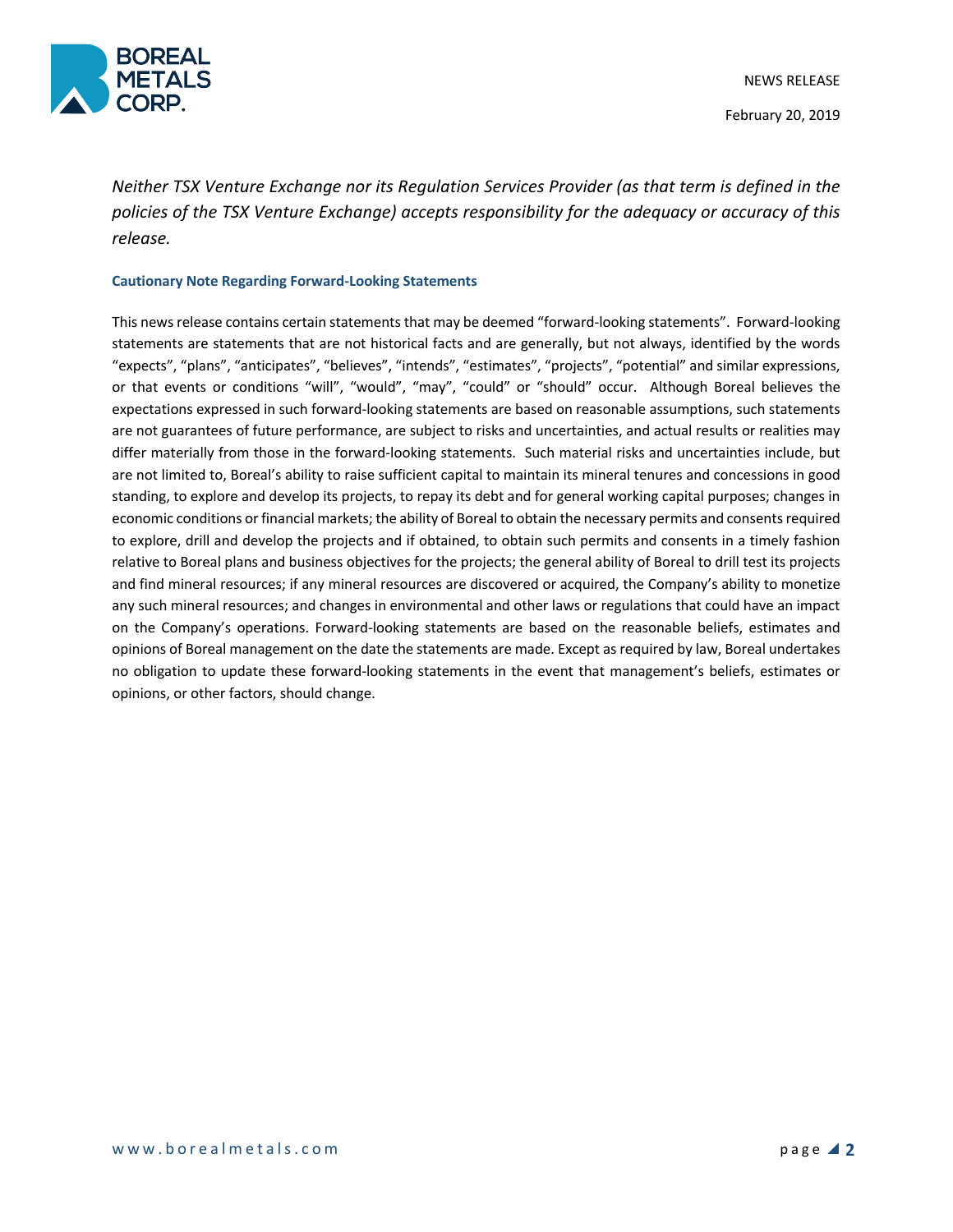*Neither TSX Venture Exchange nor its Regulation Services Provider (as that term is defined in the policies of the TSX Venture Exchange) accepts responsibility for the adequacy or accuracy of this release.*

**Cautionary Note Regarding Forward-Looking Statements**

This news release contains certain statements that may be deemed “forward-looking statements”. Forward-looking statements are statements that are not historical facts and are generally, but not always, identified by the words “expects”, “plans”, “anticipates”, “believes”, “intends”, “estimates”, “projects”, “potential” and similar expressions, or that events or conditions “will”, “would”, “may”, “could” or “should” occur. Although Boreal believes the expectations expressed in such forward-looking statements are based on reasonable assumptions, such statements are not guarantees of future performance, are subject to risks and uncertainties, and actual results or realities may differ materially from those in the forward-looking statements. Such material risks and uncertainties include, but are not limited to, Boreal’s ability to raise sufficient capital to maintain its mineral tenures and concessions in good standing, to explore and develop its projects, to repay its debt and for general working capital purposes; changes in economic conditions or financial markets; the ability of Boreal to obtain the necessary permits and consents required to explore, drill and develop the projects and if obtained, to obtain such permits and consents in a timely fashion relative to Boreal plans and business objectives for the projects; the general ability of Boreal to drill test its projects and find mineral resources; if any mineral resources are discovered or acquired, the Company’s ability to monetize any such mineral resources; and changes in environmental and other laws or regulations that could have an impact on the Company’s operations. Forward-looking statements are based on the reasonable beliefs, estimates and opinions of Boreal management on the date the statements are made. Except as required by law, Boreal undertakes no obligation to update these forward-looking statements in the event that management’s beliefs, estimates or opinions, or other factors, should change.